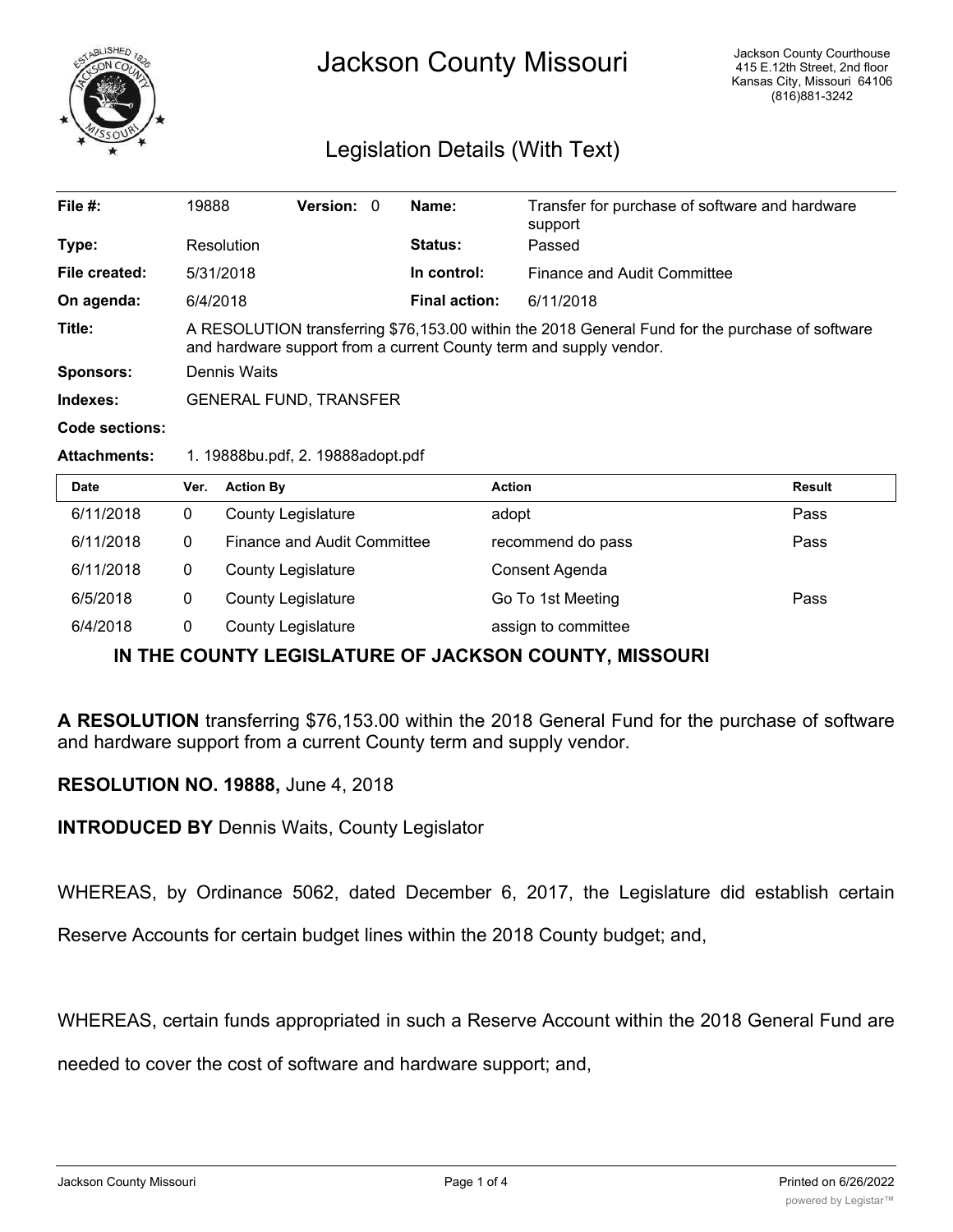# Jackson County Missouri

Jackson County Courthouse
415 E.12th Street, 2nd floor
Kansas City, Missouri 64106
(816)881-3242

## Legislation Details (With Text)

| | | | | | |
|---|---|---|---|---|---|
| **File #:** | 19888 | **Version:** 0 | | **Name:** | Transfer for purchase of software and hardware support |
| **Type:** | Resolution | | | **Status:** | Passed |
| **File created:** | 5/31/2018 | | | **In control:** | Finance and Audit Committee |
| **On agenda:** | 6/4/2018 | | | **Final action:** | 6/11/2018 |

**Title:** A RESOLUTION transferring $76,153.00 within the 2018 General Fund for the purchase of software and hardware support from a current County term and supply vendor.

**Sponsors:** Dennis Waits

**Indexes:** GENERAL FUND, TRANSFER

**Code sections:**

**Attachments:** 1. 19888bu.pdf, 2. 19888adopt.pdf

| Date | Ver. | Action By | Action | Result |
|---|---|---|---|---|
| 6/11/2018 | 0 | County Legislature | adopt | Pass |
| 6/11/2018 | 0 | Finance and Audit Committee | recommend do pass | Pass |
| 6/11/2018 | 0 | County Legislature | Consent Agenda | |
| 6/5/2018 | 0 | County Legislature | Go To 1st Meeting | Pass |
| 6/4/2018 | 0 | County Legislature | assign to committee | |

**IN THE COUNTY LEGISLATURE OF JACKSON COUNTY, MISSOURI**

**A RESOLUTION** transferring $76,153.00 within the 2018 General Fund for the purchase of software and hardware support from a current County term and supply vendor.

**RESOLUTION NO. 19888,** June 4, 2018

**INTRODUCED BY** Dennis Waits, County Legislator

WHEREAS, by Ordinance 5062, dated December 6, 2017, the Legislature did establish certain Reserve Accounts for certain budget lines within the 2018 County budget; and,

WHEREAS, certain funds appropriated in such a Reserve Account within the 2018 General Fund are needed to cover the cost of software and hardware support; and,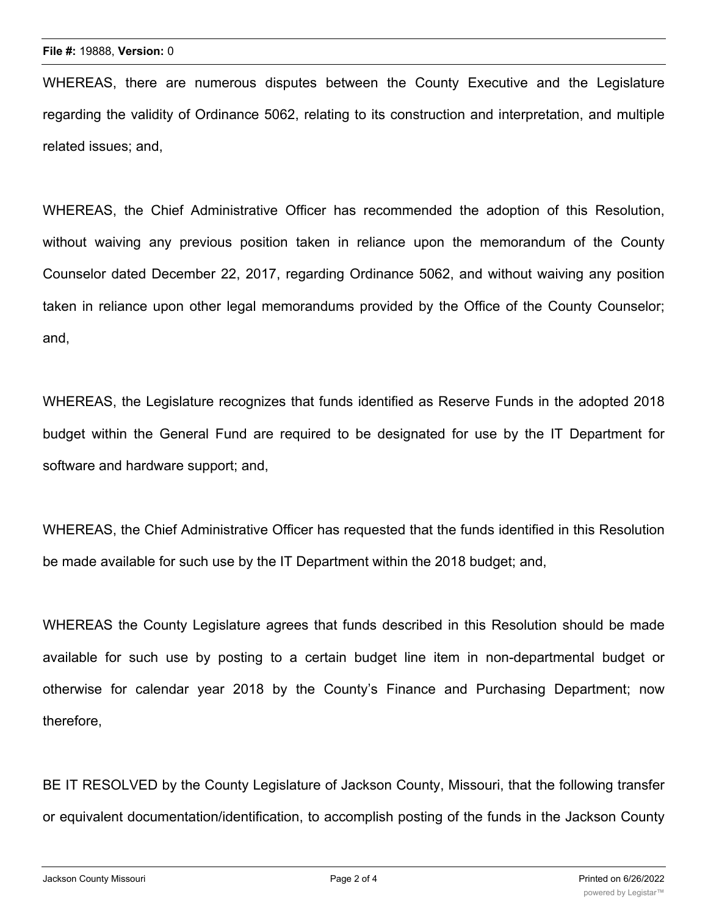WHEREAS, there are numerous disputes between the County Executive and the Legislature regarding the validity of Ordinance 5062, relating to its construction and interpretation, and multiple related issues; and,

WHEREAS, the Chief Administrative Officer has recommended the adoption of this Resolution, without waiving any previous position taken in reliance upon the memorandum of the County Counselor dated December 22, 2017, regarding Ordinance 5062, and without waiving any position taken in reliance upon other legal memorandums provided by the Office of the County Counselor; and,

WHEREAS, the Legislature recognizes that funds identified as Reserve Funds in the adopted 2018 budget within the General Fund are required to be designated for use by the IT Department for software and hardware support; and,

WHEREAS, the Chief Administrative Officer has requested that the funds identified in this Resolution be made available for such use by the IT Department within the 2018 budget; and,

WHEREAS the County Legislature agrees that funds described in this Resolution should be made available for such use by posting to a certain budget line item in non-departmental budget or otherwise for calendar year 2018 by the County's Finance and Purchasing Department; now therefore,

BE IT RESOLVED by the County Legislature of Jackson County, Missouri, that the following transfer or equivalent documentation/identification, to accomplish posting of the funds in the Jackson County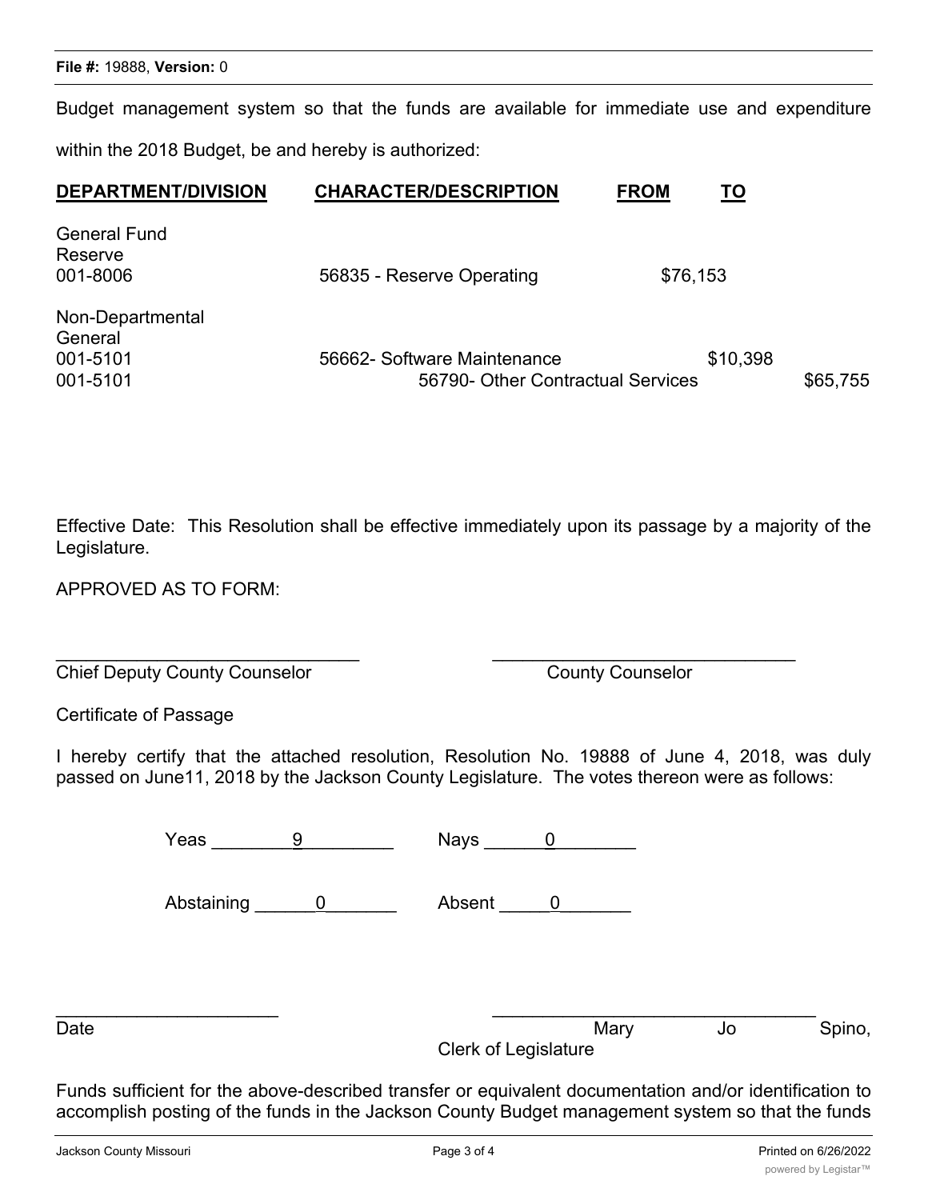Budget management system so that the funds are available for immediate use and expenditure within the 2018 Budget, be and hereby is authorized:

| DEPARTMENT/DIVISION | CHARACTER/DESCRIPTION | FROM | TO |
|---|---|---|---|
| General Fund<br>Reserve<br>001-8006 | 56835 - Reserve Operating | $76,153 | |
| Non-Departmental<br>General<br>001-5101 | 56662- Software Maintenance | | $10,398 |
| 001-5101 | 56790- Other Contractual Services | | $65,755 |

Effective Date: This Resolution shall be effective immediately upon its passage by a majority of the Legislature.

APPROVED AS TO FORM:

_______________________________ _______________________________
Chief Deputy County Counselor County Counselor

Certificate of Passage

I hereby certify that the attached resolution, Resolution No. 19888 of June 4, 2018, was duly passed on June11, 2018 by the Jackson County Legislature. The votes thereon were as follows:

Yeas ____9____ Nays ____0____

Abstaining ____0____ Absent ____0____

_______________________ _________________________________
Date Mary Jo Spino, Clerk of Legislature

Funds sufficient for the above-described transfer or equivalent documentation and/or identification to accomplish posting of the funds in the Jackson County Budget management system so that the funds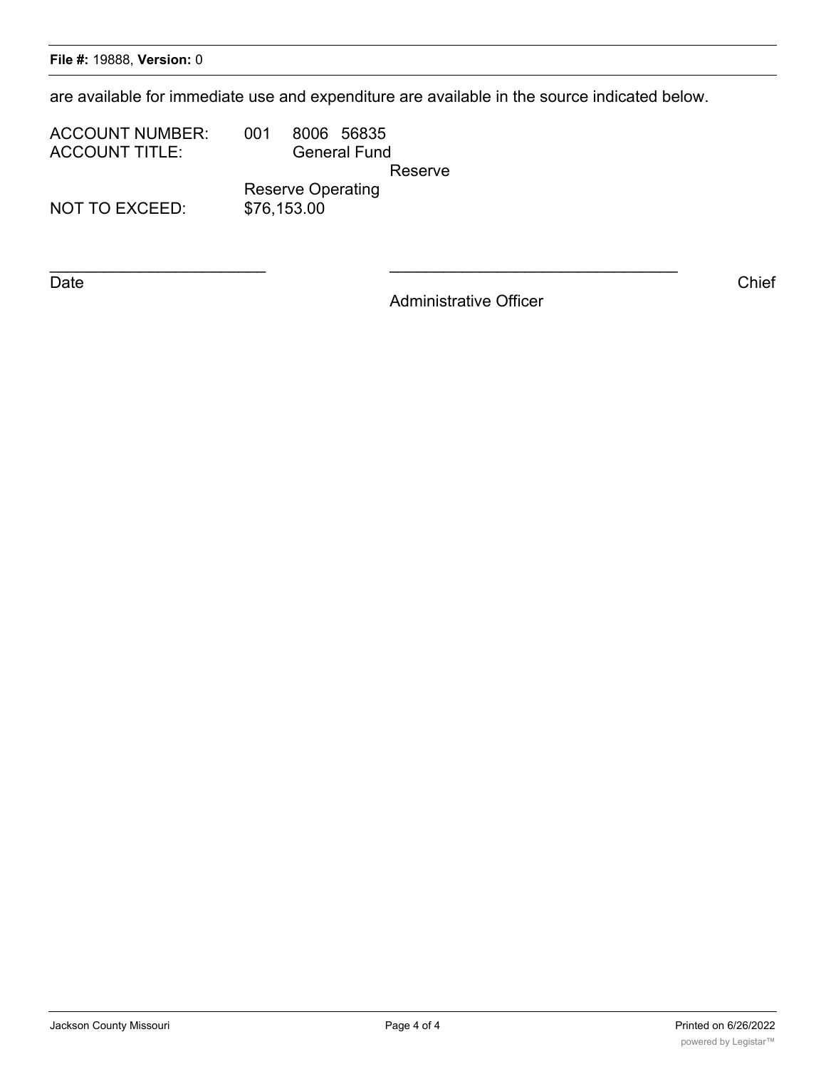are available for immediate use and expenditure are available in the source indicated below.

ACCOUNT NUMBER: 001 8006 56835
ACCOUNT TITLE: General Fund
Reserve
Reserve Operating
NOT TO EXCEED: $76,153.00

\_\_\_\_\_\_\_\_\_\_\_\_\_\_\_\_\_\_\_\_\_\_\_\_ \_\_\_\_\_\_\_\_\_\_\_\_\_\_\_\_\_\_\_\_\_\_\_\_\_\_\_\_\_\_\_\_\_
Date Chief Administrative Officer